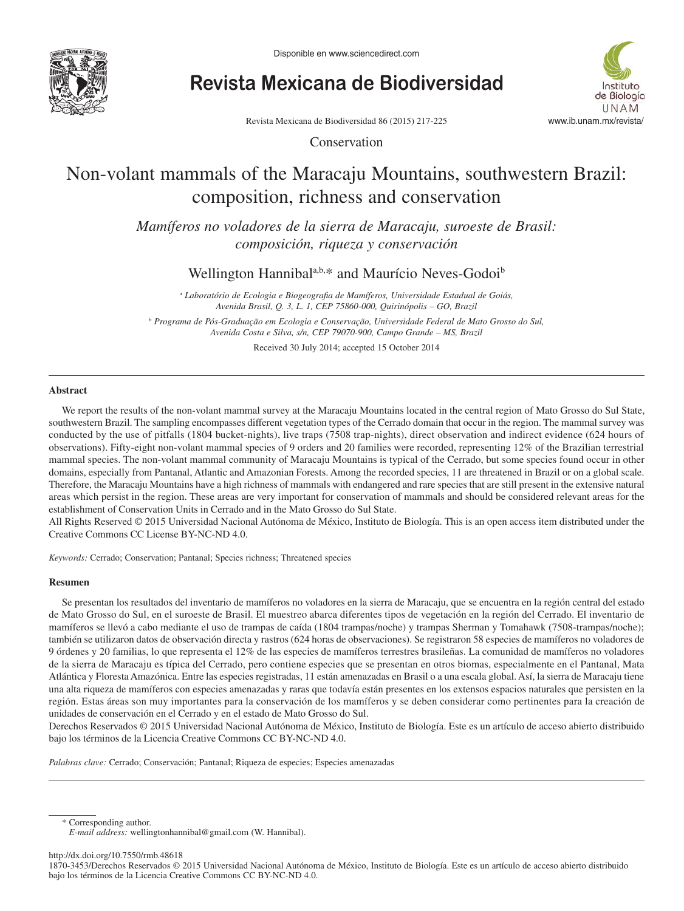Conservation

# Non-volant mammals of the Maracaju Mountains, southwestern Brazil: composition, richness and conservation

*Mamíferos no voladores de la sierra de Maracaju, suroeste de Brasil: composición, riqueza y conservación*

Wellington Hannibal[a,b,*] and Maurício Neves-Godoi[b]

[a] *Laboratório de Ecologia e Biogeografia de Mamíferos, Universidade Estadual de Goiás, Avenida Brasil, Q. 3, L. 1, CEP 75860-000, Quirinópolis – GO, Brazil*

[b] *Programa de Pós-Graduação em Ecologia e Conservação, Universidade Federal de Mato Grosso do Sul, Avenida Costa e Silva, s/n, CEP 79070-900, Campo Grande – MS, Brazil*

Received 30 July 2014; accepted 15 October 2014

## Abstract

We report the results of the non-volant mammal survey at the Maracaju Mountains located in the central region of Mato Grosso do Sul State, southwestern Brazil. The sampling encompasses different vegetation types of the Cerrado domain that occur in the region. The mammal survey was conducted by the use of pitfalls (1804 bucket-nights), live traps (7508 trap-nights), direct observation and indirect evidence (624 hours of observations). Fifty-eight non-volant mammal species of 9 orders and 20 families were recorded, representing 12% of the Brazilian terrestrial mammal species. The non-volant mammal community of Maracaju Mountains is typical of the Cerrado, but some species found occur in other domains, especially from Pantanal, Atlantic and Amazonian Forests. Among the recorded species, 11 are threatened in Brazil or on a global scale. Therefore, the Maracaju Mountains have a high richness of mammals with endangered and rare species that are still present in the extensive natural areas which persist in the region. These areas are very important for conservation of mammals and should be considered relevant areas for the establishment of Conservation Units in Cerrado and in the Mato Grosso do Sul State.

All Rights Reserved © 2015 Universidad Nacional Autónoma de México, Instituto de Biología. This is an open access item distributed under the Creative Commons CC License BY-NC-ND 4.0.

*Keywords:* Cerrado; Conservation; Pantanal; Species richness; Threatened species

## Resumen

Se presentan los resultados del inventario de mamíferos no voladores en la sierra de Maracaju, que se encuentra en la región central del estado de Mato Grosso do Sul, en el suroeste de Brasil. El muestreo abarca diferentes tipos de vegetación en la región del Cerrado. El inventario de mamíferos se llevó a cabo mediante el uso de trampas de caída (1804 trampas/noche) y trampas Sherman y Tomahawk (7508-trampas/noche); también se utilizaron datos de observación directa y rastros (624 horas de observaciones). Se registraron 58 especies de mamíferos no voladores de 9 órdenes y 20 familias, lo que representa el 12% de las especies de mamíferos terrestres brasileñas. La comunidad de mamíferos no voladores de la sierra de Maracaju es típica del Cerrado, pero contiene especies que se presentan en otros biomas, especialmente en el Pantanal, Mata Atlántica y Floresta Amazónica. Entre las especies registradas, 11 están amenazadas en Brasil o a una escala global. Así, la sierra de Maracaju tiene una alta riqueza de mamíferos con especies amenazadas y raras que todavía están presentes en los extensos espacios naturales que persisten en la región. Estas áreas son muy importantes para la conservación de los mamíferos y se deben considerar como pertinentes para la creación de unidades de conservación en el Cerrado y en el estado de Mato Grosso do Sul.

Derechos Reservados © 2015 Universidad Nacional Autónoma de México, Instituto de Biología. Este es un artículo de acceso abierto distribuido bajo los términos de la Licencia Creative Commons CC BY-NC-ND 4.0.

*Palabras clave:* Cerrado; Conservación; Pantanal; Riqueza de especies; Especies amenazadas

---

* Corresponding author.
*E-mail address:* wellingtonhannibal@gmail.com (W. Hannibal).

http://dx.doi.org/10.7550/rmb.48618
1870-3453/Derechos Reservados © 2015 Universidad Nacional Autónoma de México, Instituto de Biología. Este es un artículo de acceso abierto distribuido bajo los términos de la Licencia Creative Commons CC BY-NC-ND 4.0.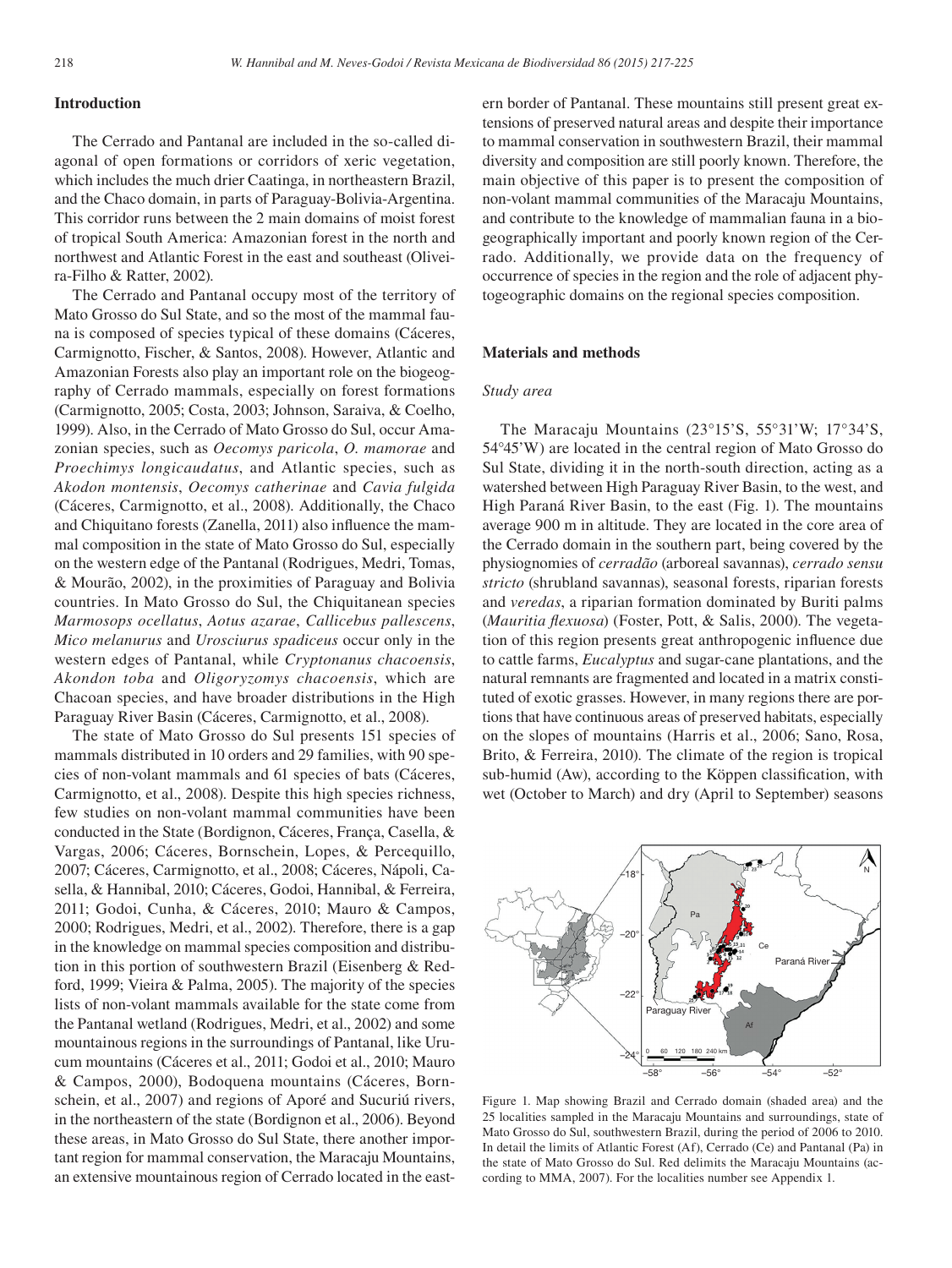## Introduction

The Cerrado and Pantanal are included in the so-called diagonal of open formations or corridors of xeric vegetation, which includes the much drier Caatinga, in northeastern Brazil, and the Chaco domain, in parts of Paraguay-Bolivia-Argentina. This corridor runs between the 2 main domains of moist forest of tropical South America: Amazonian forest in the north and northwest and Atlantic Forest in the east and southeast (Oliveira-Filho & Ratter, 2002).

The Cerrado and Pantanal occupy most of the territory of Mato Grosso do Sul State, and so the most of the mammal fauna is composed of species typical of these domains (Cáceres, Carmignotto, Fischer, & Santos, 2008). However, Atlantic and Amazonian Forests also play an important role on the biogeography of Cerrado mammals, especially on forest formations (Carmignotto, 2005; Costa, 2003; Johnson, Saraiva, & Coelho, 1999). Also, in the Cerrado of Mato Grosso do Sul, occur Amazonian species, such as *Oecomys paricola*, *O. mamorae* and *Proechimys longicaudatus*, and Atlantic species, such as *Akodon montensis*, *Oecomys catherinae* and *Cavia fulgida* (Cáceres, Carmignotto, et al., 2008). Additionally, the Chaco and Chiquitano forests (Zanella, 2011) also influence the mammal composition in the state of Mato Grosso do Sul, especially on the western edge of the Pantanal (Rodrigues, Medri, Tomas, & Mourão, 2002), in the proximities of Paraguay and Bolivia countries. In Mato Grosso do Sul, the Chiquitanean species *Marmosops ocellatus*, *Aotus azarae*, *Callicebus pallescens*, *Mico melanurus* and *Urosciurus spadiceus* occur only in the western edges of Pantanal, while *Cryptonanus chacoensis*, *Akondon toba* and *Oligoryzomys chacoensis*, which are Chacoan species, and have broader distributions in the High Paraguay River Basin (Cáceres, Carmignotto, et al., 2008).

The state of Mato Grosso do Sul presents 151 species of mammals distributed in 10 orders and 29 families, with 90 species of non-volant mammals and 61 species of bats (Cáceres, Carmignotto, et al., 2008). Despite this high species richness, few studies on non-volant mammal communities have been conducted in the State (Bordignon, Cáceres, França, Casella, & Vargas, 2006; Cáceres, Bornschein, Lopes, & Percequillo, 2007; Cáceres, Carmignotto, et al., 2008; Cáceres, Nápoli, Casella, & Hannibal, 2010; Cáceres, Godoi, Hannibal, & Ferreira, 2011; Godoi, Cunha, & Cáceres, 2010; Mauro & Campos, 2000; Rodrigues, Medri, et al., 2002). Therefore, there is a gap in the knowledge on mammal species composition and distribution in this portion of southwestern Brazil (Eisenberg & Redford, 1999; Vieira & Palma, 2005). The majority of the species lists of non-volant mammals available for the state come from the Pantanal wetland (Rodrigues, Medri, et al., 2002) and some mountainous regions in the surroundings of Pantanal, like Urucum mountains (Cáceres et al., 2011; Godoi et al., 2010; Mauro & Campos, 2000), Bodoquena mountains (Cáceres, Bornschein, et al., 2007) and regions of Aporé and Sucuriú rivers, in the northeastern of the state (Bordignon et al., 2006). Beyond these areas, in Mato Grosso do Sul State, there another important region for mammal conservation, the Maracaju Mountains, an extensive mountainous region of Cerrado located in the eastern border of Pantanal. These mountains still present great extensions of preserved natural areas and despite their importance to mammal conservation in southwestern Brazil, their mammal diversity and composition are still poorly known. Therefore, the main objective of this paper is to present the composition of non-volant mammal communities of the Maracaju Mountains, and contribute to the knowledge of mammalian fauna in a biogeographically important and poorly known region of the Cerrado. Additionally, we provide data on the frequency of occurrence of species in the region and the role of adjacent phytogeographic domains on the regional species composition.

## Materials and methods

### *Study area*

The Maracaju Mountains (23°15'S, 55°31'W; 17°34'S, 54°45'W) are located in the central region of Mato Grosso do Sul State, dividing it in the north-south direction, acting as a watershed between High Paraguay River Basin, to the west, and High Paraná River Basin, to the east (Fig. 1). The mountains average 900 m in altitude. They are located in the core area of the Cerrado domain in the southern part, being covered by the physiognomies of *cerradão* (arboreal savannas), *cerrado sensu stricto* (shrubland savannas), seasonal forests, riparian forests and *veredas*, a riparian formation dominated by Buriti palms (*Mauritia flexuosa*) (Foster, Pott, & Salis, 2000). The vegetation of this region presents great anthropogenic influence due to cattle farms, *Eucalyptus* and sugar-cane plantations, and the natural remnants are fragmented and located in a matrix constituted of exotic grasses. However, in many regions there are portions that have continuous areas of preserved habitats, especially on the slopes of mountains (Harris et al., 2006; Sano, Rosa, Brito, & Ferreira, 2010). The climate of the region is tropical sub-humid (Aw), according to the Köppen classification, with wet (October to March) and dry (April to September) seasons

Figure 1. Map showing Brazil and Cerrado domain (shaded area) and the 25 localities sampled in the Maracaju Mountains and surroundings, state of Mato Grosso do Sul, southwestern Brazil, during the period of 2006 to 2010. In detail the limits of Atlantic Forest (Af), Cerrado (Ce) and Pantanal (Pa) in the state of Mato Grosso do Sul. Red delimits the Maracaju Mountains (according to MMA, 2007). For the localities number see Appendix 1.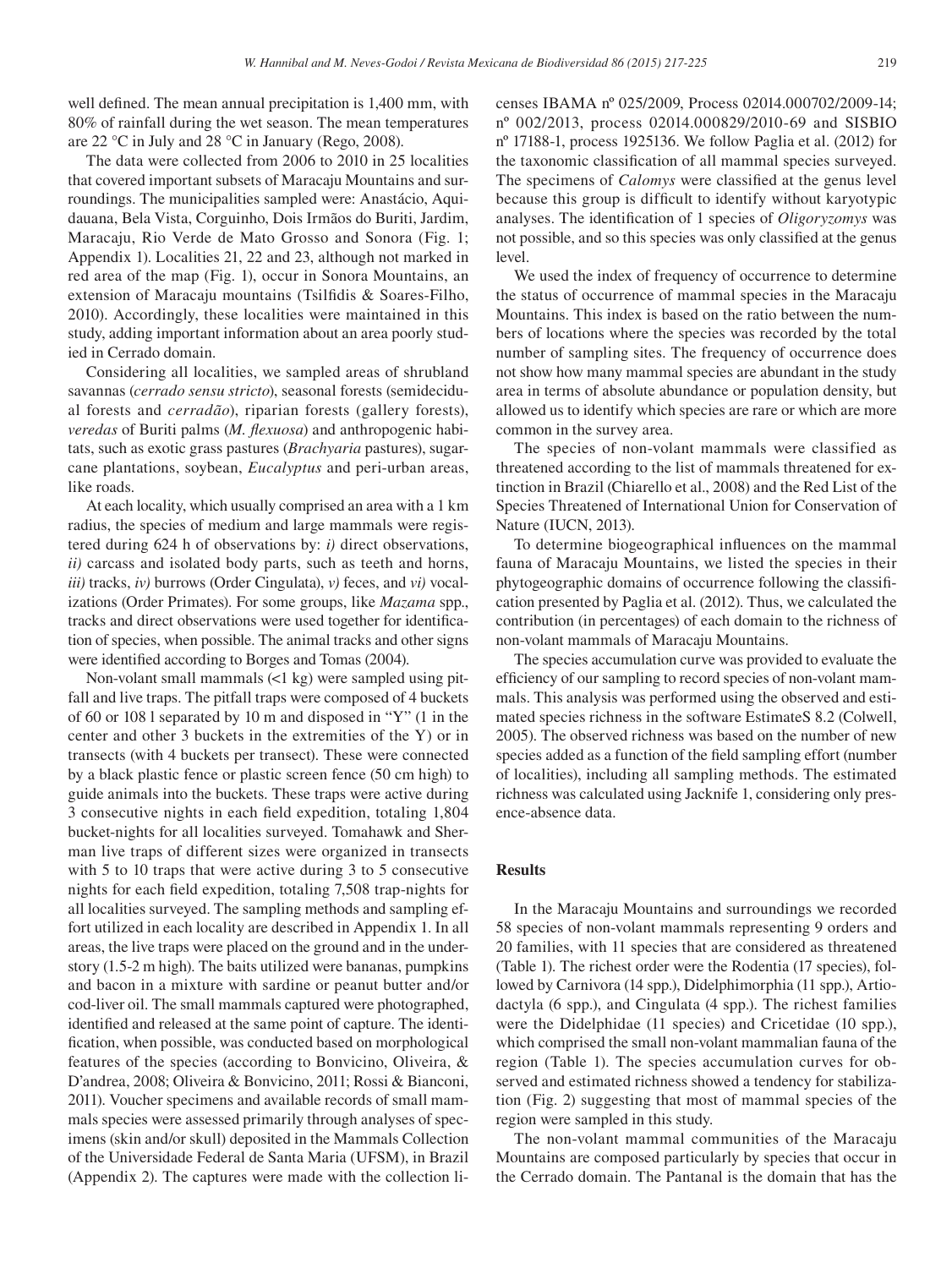well defined. The mean annual precipitation is 1,400 mm, with 80% of rainfall during the wet season. The mean temperatures are 22 °C in July and 28 °C in January (Rego, 2008).

The data were collected from 2006 to 2010 in 25 localities that covered important subsets of Maracaju Mountains and surroundings. The municipalities sampled were: Anastácio, Aquidauana, Bela Vista, Corguinho, Dois Irmãos do Buriti, Jardim, Maracaju, Rio Verde de Mato Grosso and Sonora (Fig. 1; Appendix 1). Localities 21, 22 and 23, although not marked in red area of the map (Fig. 1), occur in Sonora Mountains, an extension of Maracaju mountains (Tsilfidis & Soares-Filho, 2010). Accordingly, these localities were maintained in this study, adding important information about an area poorly studied in Cerrado domain.

Considering all localities, we sampled areas of shrubland savannas (*cerrado sensu stricto*), seasonal forests (semidecidual forests and *cerradão*), riparian forests (gallery forests), *veredas* of Buriti palms (*M. flexuosa*) and anthropogenic habitats, such as exotic grass pastures (*Brachyaria* pastures), sugarcane plantations, soybean, *Eucalyptus* and peri-urban areas, like roads.

At each locality, which usually comprised an area with a 1 km radius, the species of medium and large mammals were registered during 624 h of observations by: *i)* direct observations, *ii)* carcass and isolated body parts, such as teeth and horns, *iii)* tracks, *iv)* burrows (Order Cingulata), *v)* feces, and *vi)* vocalizations (Order Primates). For some groups, like *Mazama* spp., tracks and direct observations were used together for identification of species, when possible. The animal tracks and other signs were identified according to Borges and Tomas (2004).

Non-volant small mammals (<1 kg) were sampled using pitfall and live traps. The pitfall traps were composed of 4 buckets of 60 or 108 l separated by 10 m and disposed in "Y" (1 in the center and other 3 buckets in the extremities of the Y) or in transects (with 4 buckets per transect). These were connected by a black plastic fence or plastic screen fence (50 cm high) to guide animals into the buckets. These traps were active during 3 consecutive nights in each field expedition, totaling 1,804 bucket-nights for all localities surveyed. Tomahawk and Sherman live traps of different sizes were organized in transects with 5 to 10 traps that were active during 3 to 5 consecutive nights for each field expedition, totaling 7,508 trap-nights for all localities surveyed. The sampling methods and sampling effort utilized in each locality are described in Appendix 1. In all areas, the live traps were placed on the ground and in the understory (1.5-2 m high). The baits utilized were bananas, pumpkins and bacon in a mixture with sardine or peanut butter and/or cod-liver oil. The small mammals captured were photographed, identified and released at the same point of capture. The identification, when possible, was conducted based on morphological features of the species (according to Bonvicino, Oliveira, & D'andrea, 2008; Oliveira & Bonvicino, 2011; Rossi & Bianconi, 2011). Voucher specimens and available records of small mammals species were assessed primarily through analyses of specimens (skin and/or skull) deposited in the Mammals Collection of the Universidade Federal de Santa Maria (UFSM), in Brazil (Appendix 2). The captures were made with the collection licenses IBAMA nº 025/2009, Process 02014.000702/2009-14; nº 002/2013, process 02014.000829/2010-69 and SISBIO nº 17188-1, process 1925136. We follow Paglia et al. (2012) for the taxonomic classification of all mammal species surveyed. The specimens of *Calomys* were classified at the genus level because this group is difficult to identify without karyotypic analyses. The identification of 1 species of *Oligoryzomys* was not possible, and so this species was only classified at the genus level.

We used the index of frequency of occurrence to determine the status of occurrence of mammal species in the Maracaju Mountains. This index is based on the ratio between the numbers of locations where the species was recorded by the total number of sampling sites. The frequency of occurrence does not show how many mammal species are abundant in the study area in terms of absolute abundance or population density, but allowed us to identify which species are rare or which are more common in the survey area.

The species of non-volant mammals were classified as threatened according to the list of mammals threatened for extinction in Brazil (Chiarello et al., 2008) and the Red List of the Species Threatened of International Union for Conservation of Nature (IUCN, 2013).

To determine biogeographical influences on the mammal fauna of Maracaju Mountains, we listed the species in their phytogeographic domains of occurrence following the classification presented by Paglia et al. (2012). Thus, we calculated the contribution (in percentages) of each domain to the richness of non-volant mammals of Maracaju Mountains.

The species accumulation curve was provided to evaluate the efficiency of our sampling to record species of non-volant mammals. This analysis was performed using the observed and estimated species richness in the software EstimateS 8.2 (Colwell, 2005). The observed richness was based on the number of new species added as a function of the field sampling effort (number of localities), including all sampling methods. The estimated richness was calculated using Jacknife 1, considering only presence-absence data.

## Results

In the Maracaju Mountains and surroundings we recorded 58 species of non-volant mammals representing 9 orders and 20 families, with 11 species that are considered as threatened (Table 1). The richest order were the Rodentia (17 species), followed by Carnivora (14 spp.), Didelphimorphia (11 spp.), Artiodactyla (6 spp.), and Cingulata (4 spp.). The richest families were the Didelphidae (11 species) and Cricetidae (10 spp.), which comprised the small non-volant mammalian fauna of the region (Table 1). The species accumulation curves for observed and estimated richness showed a tendency for stabilization (Fig. 2) suggesting that most of mammal species of the region were sampled in this study.

The non-volant mammal communities of the Maracaju Mountains are composed particularly by species that occur in the Cerrado domain. The Pantanal is the domain that has the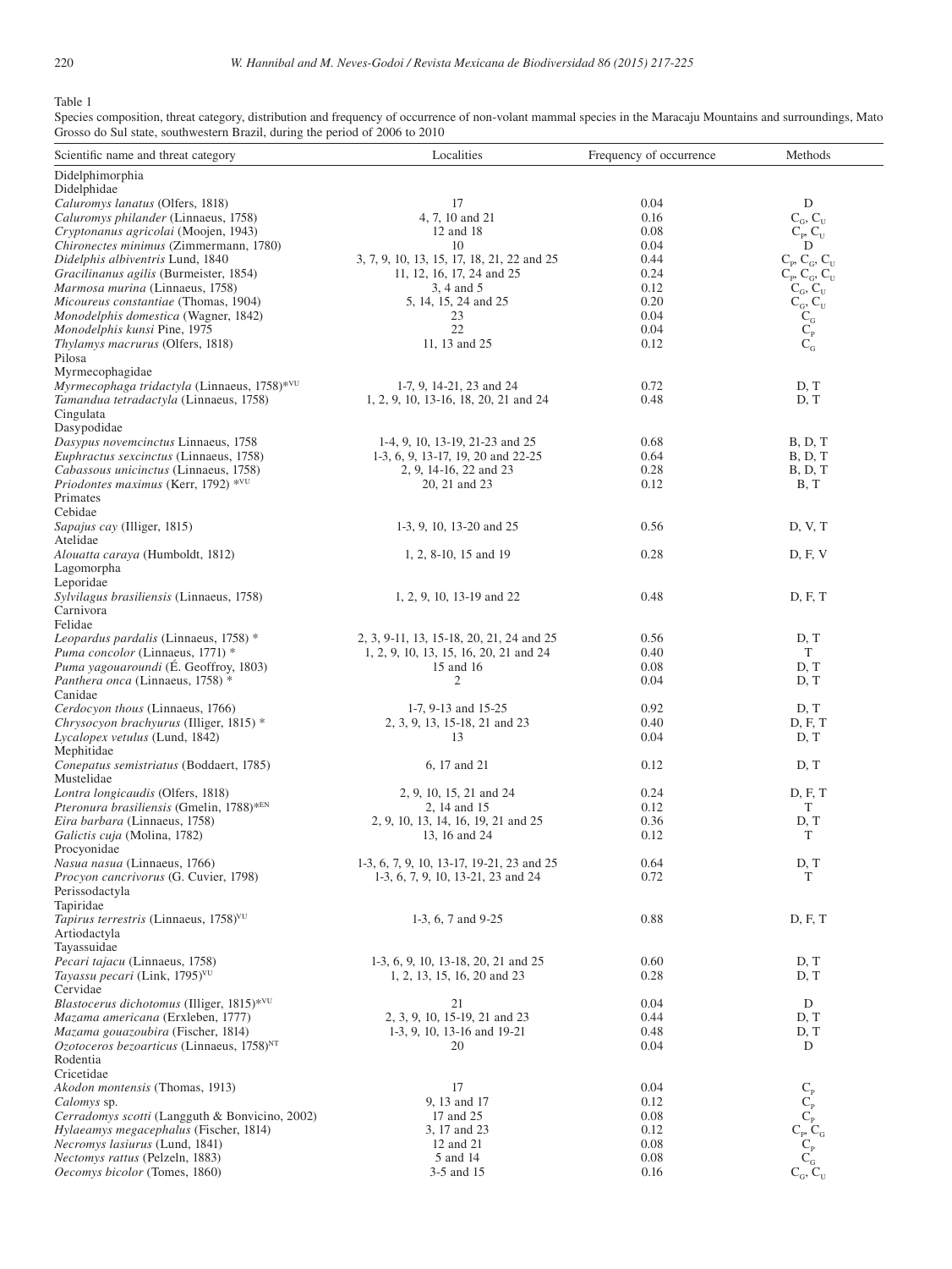Table 1

Species composition, threat category, distribution and frequency of occurrence of non-volant mammal species in the Maracaju Mountains and surroundings, Mato Grosso do Sul state, southwestern Brazil, during the period of 2006 to 2010

| Scientific name and threat category | Localities | Frequency of occurrence | Methods |
|---|---|---|---|
| Didelphimorphia | | | |
| Didelphidae | | | |
| *Caluromys lanatus* (Olfers, 1818) | 17 | 0.04 | D |
| *Caluromys philander* (Linnaeus, 1758) | 4, 7, 10 and 21 | 0.16 | $C_G$, $C_U$ |
| *Cryptonanus agricolai* (Moojen, 1943) | 12 and 18 | 0.08 | $C_P$, $C_U$ |
| *Chironectes minimus* (Zimmermann, 1780) | 10 | 0.04 | D |
| *Didelphis albiventris* Lund, 1840 | 3, 7, 9, 10, 13, 15, 17, 18, 21, 22 and 25 | 0.44 | $C_P$, $C_G$, $C_U$ |
| *Gracilinanus agilis* (Burmeister, 1854) | 11, 12, 16, 17, 24 and 25 | 0.24 | $C_P$, $C_G$, $C_U$ |
| *Marmosa murina* (Linnaeus, 1758) | 3, 4 and 5 | 0.12 | $C_G$, $C_U$ |
| *Micoureus constantiae* (Thomas, 1904) | 5, 14, 15, 24 and 25 | 0.20 | $C_G$, $C_U$ |
| *Monodelphis domestica* (Wagner, 1842) | 23 | 0.04 | $C_G$ |
| *Monodelphis kunsi* Pine, 1975 | 22 | 0.04 | $C_P$ |
| *Thylamys macrurus* (Olfers, 1818) | 11, 13 and 25 | 0.12 | $C_G$ |
| Pilosa | | | |
| Myrmecophagidae | | | |
| *Myrmecophaga tridactyla* (Linnaeus, 1758)*[VU] | 1-7, 9, 14-21, 23 and 24 | 0.72 | D, T |
| *Tamandua tetradactyla* (Linnaeus, 1758) | 1, 2, 9, 10, 13-16, 18, 20, 21 and 24 | 0.48 | D, T |
| Cingulata | | | |
| Dasypodidae | | | |
| *Dasypus novemcinctus* Linnaeus, 1758 | 1-4, 9, 10, 13-19, 21-23 and 25 | 0.68 | B, D, T |
| *Euphractus sexcinctus* (Linnaeus, 1758) | 1-3, 6, 9, 13-17, 19, 20 and 22-25 | 0.64 | B, D, T |
| *Cabassous unicinctus* (Linnaeus, 1758) | 2, 9, 14-16, 22 and 23 | 0.28 | B, D, T |
| *Priodontes maximus* (Kerr, 1792) *[VU] | 20, 21 and 23 | 0.12 | B, T |
| Primates | | | |
| Cebidae | | | |
| *Sapajus cay* (Illiger, 1815) | 1-3, 9, 10, 13-20 and 25 | 0.56 | D, V, T |
| Atelidae | | | |
| *Alouatta caraya* (Humboldt, 1812) | 1, 2, 8-10, 15 and 19 | 0.28 | D, F, V |
| Lagomorpha | | | |
| Leporidae | | | |
| *Sylvilagus brasiliensis* (Linnaeus, 1758) | 1, 2, 9, 10, 13-19 and 22 | 0.48 | D, F, T |
| Carnivora | | | |
| Felidae | | | |
| *Leopardus pardalis* (Linnaeus, 1758) * | 2, 3, 9-11, 13, 15-18, 20, 21, 24 and 25 | 0.56 | D, T |
| *Puma concolor* (Linnaeus, 1771) * | 1, 2, 9, 10, 13, 15, 16, 20, 21 and 24 | 0.40 | T |
| *Puma yagouaroundi* (É. Geoffroy, 1803) | 15 and 16 | 0.08 | D, T |
| *Panthera onca* (Linnaeus, 1758) * | 2 | 0.04 | D, T |
| Canidae | | | |
| *Cerdocyon thous* (Linnaeus, 1766) | 1-7, 9-13 and 15-25 | 0.92 | D, T |
| *Chrysocyon brachyurus* (Illiger, 1815) * | 2, 3, 9, 13, 15-18, 21 and 23 | 0.40 | D, F, T |
| *Lycalopex vetulus* (Lund, 1842) | 13 | 0.04 | D, T |
| Mephitidae | | | |
| *Conepatus semistriatus* (Boddaert, 1785) | 6, 17 and 21 | 0.12 | D, T |
| Mustelidae | | | |
| *Lontra longicaudis* (Olfers, 1818) | 2, 9, 10, 15, 21 and 24 | 0.24 | D, F, T |
| *Pteronura brasiliensis* (Gmelin, 1788)*[EN] | 2, 14 and 15 | 0.12 | T |
| *Eira barbara* (Linnaeus, 1758) | 2, 9, 10, 13, 14, 16, 19, 21 and 25 | 0.36 | D, T |
| *Galictis cuja* (Molina, 1782) | 13, 16 and 24 | 0.12 | T |
| Procyonidae | | | |
| *Nasua nasua* (Linnaeus, 1766) | 1-3, 6, 7, 9, 10, 13-17, 19-21, 23 and 25 | 0.64 | D, T |
| *Procyon cancrivorus* (G. Cuvier, 1798) | 1-3, 6, 7, 9, 10, 13-21, 23 and 24 | 0.72 | T |
| Perissodactyla | | | |
| Tapiridae | | | |
| *Tapirus terrestris* (Linnaeus, 1758)[VU] | 1-3, 6, 7 and 9-25 | 0.88 | D, F, T |
| Artiodactyla | | | |
| Tayassuidae | | | |
| *Pecari tajacu* (Linnaeus, 1758) | 1-3, 6, 9, 10, 13-18, 20, 21 and 25 | 0.60 | D, T |
| *Tayassu pecari* (Link, 1795)[VU] | 1, 2, 13, 15, 16, 20 and 23 | 0.28 | D, T |
| Cervidae | | | |
| *Blastocerus dichotomus* (Illiger, 1815)*[VU] | 21 | 0.04 | D |
| *Mazama americana* (Erxleben, 1777) | 2, 3, 9, 10, 15-19, 21 and 23 | 0.44 | D, T |
| *Mazama gouazoubira* (Fischer, 1814) | 1-3, 9, 10, 13-16 and 19-21 | 0.48 | D, T |
| *Ozotoceros bezoarticus* (Linnaeus, 1758)[NT] | 20 | 0.04 | D |
| Rodentia | | | |
| Cricetidae | | | |
| *Akodon montensis* (Thomas, 1913) | 17 | 0.04 | $C_P$ |
| *Calomys* sp. | 9, 13 and 17 | 0.12 | $C_P$ |
| *Cerradomys scotti* (Langguth & Bonvicino, 2002) | 17 and 25 | 0.08 | $C_P$ |
| *Hylaeamys megacephalus* (Fischer, 1814) | 3, 17 and 23 | 0.12 | $C_P$, $C_G$ |
| *Necromys lasiurus* (Lund, 1841) | 12 and 21 | 0.08 | $C_P$ |
| *Nectomys rattus* (Pelzeln, 1883) | 5 and 14 | 0.08 | $C_G$ |
| *Oecomys bicolor* (Tomes, 1860) | 3-5 and 15 | 0.16 | $C_G$, $C_U$ |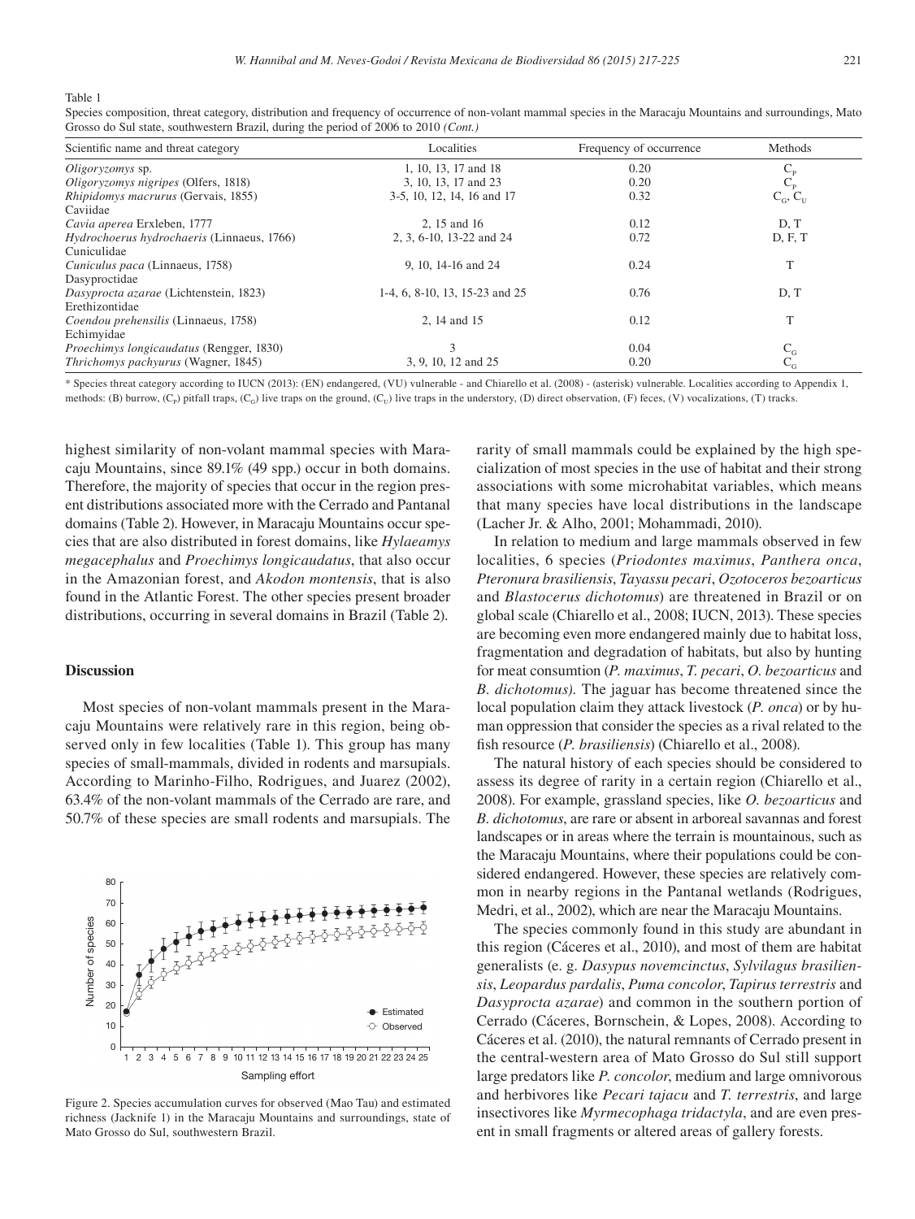Table 1

Species composition, threat category, distribution and frequency of occurrence of non-volant mammal species in the Maracaju Mountains and surroundings, Mato Grosso do Sul state, southwestern Brazil, during the period of 2006 to 2010 *(Cont.)*

| Scientific name and threat category | Localities | Frequency of occurrence | Methods |
|---|---|---|---|
| *Oligoryzomys* sp. | 1, 10, 13, 17 and 18 | 0.20 | $C_P$ |
| *Oligoryzomys nigripes* (Olfers, 1818) | 3, 10, 13, 17 and 23 | 0.20 | $C_P$ |
| *Rhipidomys macrurus* (Gervais, 1855) | 3-5, 10, 12, 14, 16 and 17 | 0.32 | $C_G$, $C_U$ |
| Caviidae | | | |
| *Cavia aperea* Erxleben, 1777 | 2, 15 and 16 | 0.12 | D, T |
| *Hydrochoerus hydrochaeris* (Linnaeus, 1766) | 2, 3, 6-10, 13-22 and 24 | 0.72 | D, F, T |
| Cuniculidae | | | |
| *Cuniculus paca* (Linnaeus, 1758) | 9, 10, 14-16 and 24 | 0.24 | T |
| Dasyproctidae | | | |
| *Dasyprocta azarae* (Lichtenstein, 1823) | 1-4, 6, 8-10, 13, 15-23 and 25 | 0.76 | D, T |
| Erethizontidae | | | |
| *Coendou prehensilis* (Linnaeus, 1758) | 2, 14 and 15 | 0.12 | T |
| Echimyidae | | | |
| *Proechimys longicaudatus* (Rengger, 1830) | 3 | 0.04 | $C_G$ |
| *Thrichomys pachyurus* (Wagner, 1845) | 3, 9, 10, 12 and 25 | 0.20 | $C_G$ |

\* Species threat category according to IUCN (2013): (EN) endangered, (VU) vulnerable - and Chiarello et al. (2008) - (asterisk) vulnerable. Localities according to Appendix 1, methods: (B) burrow, ($C_P$) pitfall traps, ($C_G$) live traps on the ground, ($C_U$) live traps in the understory, (D) direct observation, (F) feces, (V) vocalizations, (T) tracks.

highest similarity of non-volant mammal species with Maracaju Mountains, since 89.1% (49 spp.) occur in both domains. Therefore, the majority of species that occur in the region present distributions associated more with the Cerrado and Pantanal domains (Table 2). However, in Maracaju Mountains occur species that are also distributed in forest domains, like *Hylaeamys megacephalus* and *Proechimys longicaudatus*, that also occur in the Amazonian forest, and *Akodon montensis*, that is also found in the Atlantic Forest. The other species present broader distributions, occurring in several domains in Brazil (Table 2).

## Discussion

Most species of non-volant mammals present in the Maracaju Mountains were relatively rare in this region, being observed only in few localities (Table 1). This group has many species of small-mammals, divided in rodents and marsupials. According to Marinho-Filho, Rodrigues, and Juarez (2002), 63.4% of the non-volant mammals of the Cerrado are rare, and 50.7% of these species are small rodents and marsupials. The

Figure 2. Species accumulation curves for observed (Mao Tau) and estimated richness (Jacknife 1) in the Maracaju Mountains and surroundings, state of Mato Grosso do Sul, southwestern Brazil.

rarity of small mammals could be explained by the high specialization of most species in the use of habitat and their strong associations with some microhabitat variables, which means that many species have local distributions in the landscape (Lacher Jr. & Alho, 2001; Mohammadi, 2010).

In relation to medium and large mammals observed in few localities, 6 species (*Priodontes maximus*, *Panthera onca*, *Pteronura brasiliensis*, *Tayassu pecari*, *Ozotoceros bezoarticus* and *Blastocerus dichotomus*) are threatened in Brazil or on global scale (Chiarello et al., 2008; IUCN, 2013). These species are becoming even more endangered mainly due to habitat loss, fragmentation and degradation of habitats, but also by hunting for meat consumtion (*P. maximus*, *T. pecari*, *O. bezoarticus* and *B. dichotomus)*. The jaguar has become threatened since the local population claim they attack livestock (*P. onca*) or by human oppression that consider the species as a rival related to the fish resource (*P. brasiliensis*) (Chiarello et al., 2008).

The natural history of each species should be considered to assess its degree of rarity in a certain region (Chiarello et al., 2008). For example, grassland species, like *O. bezoarticus* and *B. dichotomus*, are rare or absent in arboreal savannas and forest landscapes or in areas where the terrain is mountainous, such as the Maracaju Mountains, where their populations could be considered endangered. However, these species are relatively common in nearby regions in the Pantanal wetlands (Rodrigues, Medri, et al., 2002), which are near the Maracaju Mountains.

The species commonly found in this study are abundant in this region (Cáceres et al., 2010), and most of them are habitat generalists (e. g. *Dasypus novemcinctus*, *Sylvilagus brasiliensis*, *Leopardus pardalis*, *Puma concolor*, *Tapirus terrestris* and *Dasyprocta azarae*) and common in the southern portion of Cerrado (Cáceres, Bornschein, & Lopes, 2008). According to Cáceres et al. (2010), the natural remnants of Cerrado present in the central-western area of Mato Grosso do Sul still support large predators like *P. concolor*, medium and large omnivorous and herbivores like *Pecari tajacu* and *T. terrestris*, and large insectivores like *Myrmecophaga tridactyla*, and are even present in small fragments or altered areas of gallery forests.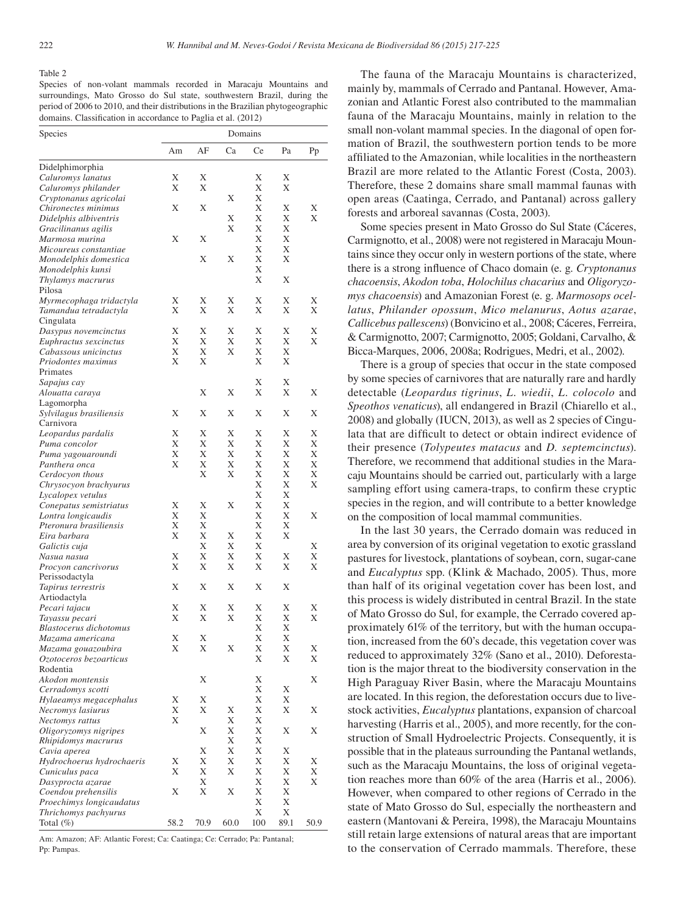Table 2

Species of non-volant mammals recorded in Maracaju Mountains and surroundings, Mato Grosso do Sul state, southwestern Brazil, during the period of 2006 to 2010, and their distributions in the Brazilian phytogeographic domains. Classification in accordance to Paglia et al. (2012)

| Species | Domains | | | | | |
|---|---|---|---|---|---|---|
| | Am | AF | Ca | Ce | Pa | Pp |
| Didelphimorphia | | | | | | |
| *Caluromys lanatus* | X | X | | X | X | |
| *Caluromys philander* | X | X | | X | X | |
| *Cryptonanus agricolai* | | | X | X | | |
| *Chironectes minimus* | X | X | | X | X | X |
| *Didelphis albiventris* | | | X | X | X | X |
| *Gracilinanus agilis* | | | X | X | X | |
| *Marmosa murina* | X | X | | X | X | |
| *Micoureus constantiae* | | | | X | X | |
| *Monodelphis domestica* | | X | X | X | X | |
| *Monodelphis kunsi* | | | | X | | |
| *Thylamys macrurus* | | | | X | X | |
| Pilosa | | | | | | |
| *Myrmecophaga tridactyla* | X | X | X | X | X | X |
| *Tamandua tetradactyla* | X | X | X | X | X | X |
| Cingulata | | | | | | |
| *Dasypus novemcinctus* | X | X | X | X | X | X |
| *Euphractus sexcinctus* | X | X | X | X | X | X |
| *Cabassous unicinctus* | X | X | X | X | X | |
| *Priodontes maximus* | X | X | | X | X | |
| Primates | | | | | | |
| *Sapajus cay* | | | | X | X | |
| *Alouatta caraya* | | X | X | X | X | X |
| Lagomorpha | | | | | | |
| *Sylvilagus brasiliensis* | X | X | X | X | X | X |
| Carnivora | | | | | | |
| *Leopardus pardalis* | X | X | X | X | X | X |
| *Puma concolor* | X | X | X | X | X | X |
| *Puma yagouaroundi* | X | X | X | X | X | X |
| *Panthera onca* | X | X | X | X | X | X |
| *Cerdocyon thous* | | X | X | X | X | X |
| *Chrysocyon brachyurus* | | | | X | X | X |
| *Lycalopex vetulus* | | | | X | X | |
| *Conepatus semistriatus* | X | X | X | X | X | |
| *Lontra longicaudis* | X | X | | X | X | X |
| *Pteronura brasiliensis* | X | X | | X | X | |
| *Eira barbara* | X | X | X | X | X | |
| *Galictis cuja* | | X | X | X | | X |
| *Nasua nasua* | X | X | X | X | X | X |
| *Procyon cancrivorus* | X | X | X | X | X | X |
| Perissodactyla | | | | | | |
| *Tapirus terrestris* | X | X | X | X | X | |
| Artiodactyla | | | | | | |
| *Pecari tajacu* | X | X | X | X | X | X |
| *Tayassu pecari* | X | X | X | X | X | X |
| *Blastocerus dichotomus* | | | | X | X | |
| *Mazama americana* | X | X | | X | X | |
| *Mazama gouazoubira* | X | X | X | X | X | X |
| *Ozotoceros bezoarticus* | | | | X | X | X |
| Rodentia | | | | | | |
| *Akodon montensis* | | X | | X | | X |
| *Cerradomys scotti* | | | | X | X | |
| *Hylaeamys megacephalus* | X | X | | X | X | |
| *Necromys lasiurus* | X | X | X | X | X | X |
| *Nectomys rattus* | X | | X | X | | |
| *Oligoryzomys nigripes* | | X | X | X | X | X |
| *Rhipidomys macrurus* | | | X | X | | |
| *Cavia aperea* | | X | X | X | X | |
| *Hydrochoerus hydrochaeris* | X | X | X | X | X | X |
| *Cuniculus paca* | X | X | X | X | X | X |
| *Dasyprocta azarae* | | X | | X | X | X |
| *Coendou prehensilis* | X | X | X | X | X | |
| *Proechimys longicaudatus* | | | | X | X | |
| *Thrichomys pachyurus* | | | | X | X | |
| Total (%) | 58.2 | 70.9 | 60.0 | 100 | 89.1 | 50.9 |

Am: Amazon; AF: Atlantic Forest; Ca: Caatinga; Ce: Cerrado; Pa: Pantanal; Pp: Pampas.

The fauna of the Maracaju Mountains is characterized, mainly by, mammals of Cerrado and Pantanal. However, Amazonian and Atlantic Forest also contributed to the mammalian fauna of the Maracaju Mountains, mainly in relation to the small non-volant mammal species. In the diagonal of open formation of Brazil, the southwestern portion tends to be more affiliated to the Amazonian, while localities in the northeastern Brazil are more related to the Atlantic Forest (Costa, 2003). Therefore, these 2 domains share small mammal faunas with open areas (Caatinga, Cerrado, and Pantanal) across gallery forests and arboreal savannas (Costa, 2003).

Some species present in Mato Grosso do Sul State (Cáceres, Carmignotto, et al., 2008) were not registered in Maracaju Mountains since they occur only in western portions of the state, where there is a strong influence of Chaco domain (e. g. *Cryptonanus chacoensis*, *Akodon toba*, *Holochilus chacarius* and *Oligoryzomys chacoensis*) and Amazonian Forest (e. g. *Marmosops ocellatus*, *Philander opossum*, *Mico melanurus*, *Aotus azarae*, *Callicebus pallescens*) (Bonvicino et al., 2008; Cáceres, Ferreira, & Carmignotto, 2007; Carmignotto, 2005; Goldani, Carvalho, & Bicca-Marques, 2006, 2008a; Rodrigues, Medri, et al., 2002).

There is a group of species that occur in the state composed by some species of carnivores that are naturally rare and hardly detectable (*Leopardus tigrinus*, *L. wiedii*, *L. colocolo* and *Speothos venaticus*), all endangered in Brazil (Chiarello et al., 2008) and globally (IUCN, 2013), as well as 2 species of Cingulata that are difficult to detect or obtain indirect evidence of their presence (*Tolypeutes matacus* and *D. septemcinctus*). Therefore, we recommend that additional studies in the Maracaju Mountains should be carried out, particularly with a large sampling effort using camera-traps, to confirm these cryptic species in the region, and will contribute to a better knowledge on the composition of local mammal communities.

In the last 30 years, the Cerrado domain was reduced in area by conversion of its original vegetation to exotic grassland pastures for livestock, plantations of soybean, corn, sugar-cane and *Eucalyptus* spp. (Klink & Machado, 2005). Thus, more than half of its original vegetation cover has been lost, and this process is widely distributed in central Brazil. In the state of Mato Grosso do Sul, for example, the Cerrado covered approximately 61% of the territory, but with the human occupation, increased from the 60's decade, this vegetation cover was reduced to approximately 32% (Sano et al., 2010). Deforestation is the major threat to the biodiversity conservation in the High Paraguay River Basin, where the Maracaju Mountains are located. In this region, the deforestation occurs due to livestock activities, *Eucalyptus* plantations, expansion of charcoal harvesting (Harris et al., 2005), and more recently, for the construction of Small Hydroelectric Projects. Consequently, it is possible that in the plateaus surrounding the Pantanal wetlands, such as the Maracaju Mountains, the loss of original vegetation reaches more than 60% of the area (Harris et al., 2006). However, when compared to other regions of Cerrado in the state of Mato Grosso do Sul, especially the northeastern and eastern (Mantovani & Pereira, 1998), the Maracaju Mountains still retain large extensions of natural areas that are important to the conservation of Cerrado mammals. Therefore, these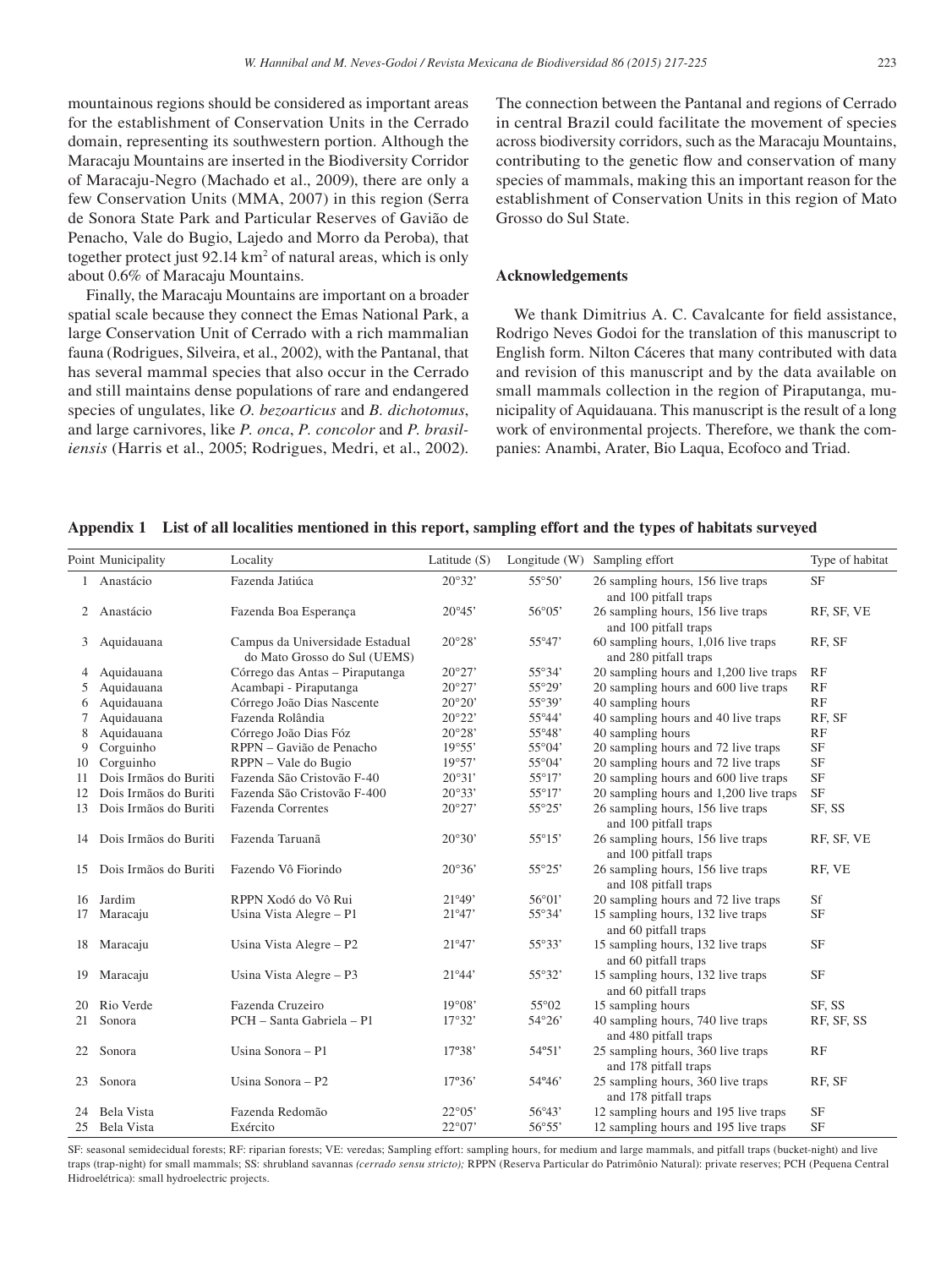mountainous regions should be considered as important areas for the establishment of Conservation Units in the Cerrado domain, representing its southwestern portion. Although the Maracaju Mountains are inserted in the Biodiversity Corridor of Maracaju-Negro (Machado et al., 2009), there are only a few Conservation Units (MMA, 2007) in this region (Serra de Sonora State Park and Particular Reserves of Gavião de Penacho, Vale do Bugio, Lajedo and Morro da Peroba), that together protect just 92.14 km$^2$ of natural areas, which is only about 0.6% of Maracaju Mountains.

Finally, the Maracaju Mountains are important on a broader spatial scale because they connect the Emas National Park, a large Conservation Unit of Cerrado with a rich mammalian fauna (Rodrigues, Silveira, et al., 2002), with the Pantanal, that has several mammal species that also occur in the Cerrado and still maintains dense populations of rare and endangered species of ungulates, like *O. bezoarticus* and *B. dichotomus*, and large carnivores, like *P. onca*, *P. concolor* and *P. brasiliensis* (Harris et al., 2005; Rodrigues, Medri, et al., 2002). The connection between the Pantanal and regions of Cerrado in central Brazil could facilitate the movement of species across biodiversity corridors, such as the Maracaju Mountains, contributing to the genetic flow and conservation of many species of mammals, making this an important reason for the establishment of Conservation Units in this region of Mato Grosso do Sul State.

## Acknowledgements

We thank Dimitrius A. C. Cavalcante for field assistance, Rodrigo Neves Godoi for the translation of this manuscript to English form. Nilton Cáceres that many contributed with data and revision of this manuscript and by the data available on small mammals collection in the region of Piraputanga, municipality of Aquidauana. This manuscript is the result of a long work of environmental projects. Therefore, we thank the companies: Anambi, Arater, Bio Laqua, Ecofoco and Triad.

**Appendix 1 List of all localities mentioned in this report, sampling effort and the types of habitats surveyed**

| Point | Municipality | Locality | Latitude (S) | Longitude (W) | Sampling effort | Type of habitat |
|---|---|---|---|---|---|---|
| 1 | Anastácio | Fazenda Jatiúca | 20°32' | 55°50' | 26 sampling hours, 156 live traps and 100 pitfall traps | SF |
| 2 | Anastácio | Fazenda Boa Esperança | 20°45' | 56°05' | 26 sampling hours, 156 live traps and 100 pitfall traps | RF, SF, VE |
| 3 | Aquidauana | Campus da Universidade Estadual do Mato Grosso do Sul (UEMS) | 20°28' | 55°47' | 60 sampling hours, 1,016 live traps and 280 pitfall traps | RF, SF |
| 4 | Aquidauana | Córrego das Antas – Piraputanga | 20°27' | 55°34' | 20 sampling hours and 1,200 live traps | RF |
| 5 | Aquidauana | Acambapi - Piraputanga | 20°27' | 55°29' | 20 sampling hours and 600 live traps | RF |
| 6 | Aquidauana | Córrego João Dias Nascente | 20°20' | 55°39' | 40 sampling hours | RF |
| 7 | Aquidauana | Fazenda Rolândia | 20°22' | 55°44' | 40 sampling hours and 40 live traps | RF, SF |
| 8 | Aquidauana | Córrego João Dias Fóz | 20°28' | 55°48' | 40 sampling hours | RF |
| 9 | Corguinho | RPPN – Gavião de Penacho | 19°55' | 55°04' | 20 sampling hours and 72 live traps | SF |
| 10 | Corguinho | RPPN – Vale do Bugio | 19°57' | 55°04' | 20 sampling hours and 72 live traps | SF |
| 11 | Dois Irmãos do Buriti | Fazenda São Cristovão F-40 | 20°31' | 55°17' | 20 sampling hours and 600 live traps | SF |
| 12 | Dois Irmãos do Buriti | Fazenda São Cristovão F-400 | 20°33' | 55°17' | 20 sampling hours and 1,200 live traps | SF |
| 13 | Dois Irmãos do Buriti | Fazenda Correntes | 20°27' | 55°25' | 26 sampling hours, 156 live traps and 100 pitfall traps | SF, SS |
| 14 | Dois Irmãos do Buriti | Fazenda Taruanã | 20°30' | 55°15' | 26 sampling hours, 156 live traps and 100 pitfall traps | RF, SF, VE |
| 15 | Dois Irmãos do Buriti | Fazendo Vô Fiorindo | 20°36' | 55°25' | 26 sampling hours, 156 live traps and 108 pitfall traps | RF, VE |
| 16 | Jardim | RPPN Xodó do Vô Rui | 21°49' | 56°01' | 20 sampling hours and 72 live traps | Sf |
| 17 | Maracaju | Usina Vista Alegre – P1 | 21°47' | 55°34' | 15 sampling hours, 132 live traps and 60 pitfall traps | SF |
| 18 | Maracaju | Usina Vista Alegre – P2 | 21°47' | 55°33' | 15 sampling hours, 132 live traps and 60 pitfall traps | SF |
| 19 | Maracaju | Usina Vista Alegre – P3 | 21°44' | 55°32' | 15 sampling hours, 132 live traps and 60 pitfall traps | SF |
| 20 | Rio Verde | Fazenda Cruzeiro | 19°08' | 55°02 | 15 sampling hours | SF, SS |
| 21 | Sonora | PCH – Santa Gabriela – P1 | 17°32' | 54°26' | 40 sampling hours, 740 live traps and 480 pitfall traps | RF, SF, SS |
| 22 | Sonora | Usina Sonora – P1 | 17º38' | 54º51' | 25 sampling hours, 360 live traps and 178 pitfall traps | RF |
| 23 | Sonora | Usina Sonora – P2 | 17º36' | 54º46' | 25 sampling hours, 360 live traps and 178 pitfall traps | RF, SF |
| 24 | Bela Vista | Fazenda Redomão | 22°05' | 56°43' | 12 sampling hours and 195 live traps | SF |
| 25 | Bela Vista | Exército | 22°07' | 56°55' | 12 sampling hours and 195 live traps | SF |

SF: seasonal semidecidual forests; RF: riparian forests; VE: veredas; Sampling effort: sampling hours, for medium and large mammals, and pitfall traps (bucket-night) and live traps (trap-night) for small mammals; SS: shrubland savannas *(cerrado sensu stricto);* RPPN (Reserva Particular do Patrimônio Natural): private reserves; PCH (Pequena Central Hidroelétrica): small hydroelectric projects.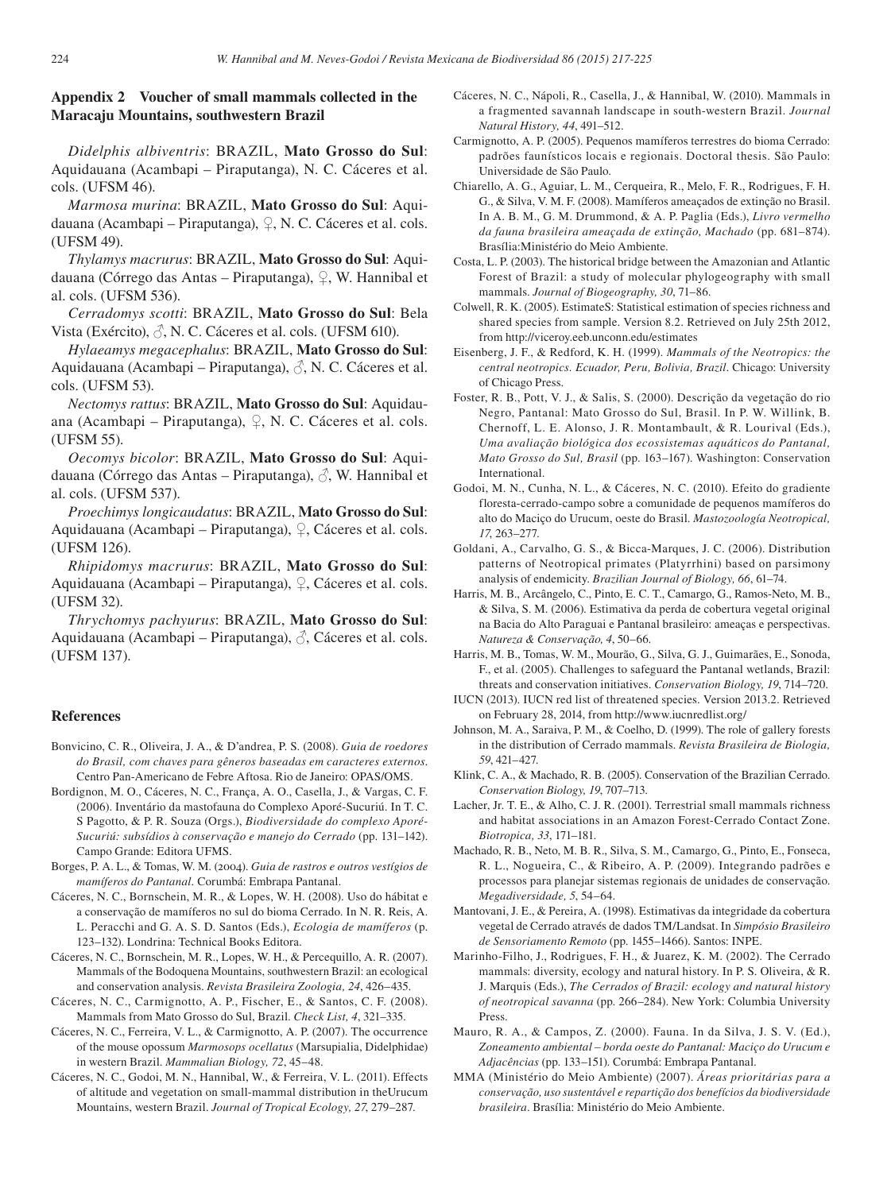## Appendix 2 Voucher of small mammals collected in the Maracaju Mountains, southwestern Brazil

*Didelphis albiventris*: BRAZIL, **Mato Grosso do Sul**: Aquidauana (Acambapi – Piraputanga), N. C. Cáceres et al. cols. (UFSM 46).

*Marmosa murina*: BRAZIL, **Mato Grosso do Sul**: Aquidauana (Acambapi – Piraputanga), ♀, N. C. Cáceres et al. cols. (UFSM 49).

*Thylamys macrurus*: BRAZIL, **Mato Grosso do Sul**: Aquidauana (Córrego das Antas – Piraputanga), ♀, W. Hannibal et al. cols. (UFSM 536).

*Cerradomys scotti*: BRAZIL, **Mato Grosso do Sul**: Bela Vista (Exército), ♂, N. C. Cáceres et al. cols. (UFSM 610).

*Hylaeamys megacephalus*: BRAZIL, **Mato Grosso do Sul**: Aquidauana (Acambapi – Piraputanga), ♂, N. C. Cáceres et al. cols. (UFSM 53).

*Nectomys rattus*: BRAZIL, **Mato Grosso do Sul**: Aquidauana (Acambapi – Piraputanga), ♀, N. C. Cáceres et al. cols. (UFSM 55).

*Oecomys bicolor*: BRAZIL, **Mato Grosso do Sul**: Aquidauana (Córrego das Antas – Piraputanga), ♂, W. Hannibal et al. cols. (UFSM 537).

*Proechimys longicaudatus*: BRAZIL, **Mato Grosso do Sul**: Aquidauana (Acambapi – Piraputanga), ♀, Cáceres et al. cols. (UFSM 126).

*Rhipidomys macrurus*: BRAZIL, **Mato Grosso do Sul**: Aquidauana (Acambapi – Piraputanga), ♀, Cáceres et al. cols. (UFSM 32).

*Thrychomys pachyurus*: BRAZIL, **Mato Grosso do Sul**: Aquidauana (Acambapi – Piraputanga), ♂, Cáceres et al. cols. (UFSM 137).

## References

Bonvicino, C. R., Oliveira, J. A., & D'andrea, P. S. (2008). *Guia de roedores do Brasil, com chaves para gêneros baseadas em caracteres externos*. Centro Pan-Americano de Febre Aftosa. Rio de Janeiro: OPAS/OMS.

Bordignon, M. O., Cáceres, N. C., França, A. O., Casella, J., & Vargas, C. F. (2006). Inventário da mastofauna do Complexo Aporé-Sucuriú. In T. C. S Pagotto, & P. R. Souza (Orgs.), *Biodiversidade do complexo Aporé-Sucuriú: subsídios à conservação e manejo do Cerrado* (pp. 131–142). Campo Grande: Editora UFMS.

Borges, P. A. L., & Tomas, W. M. (2004). *Guia de rastros e outros vestígios de mamíferos do Pantanal*. Corumbá: Embrapa Pantanal.

Cáceres, N. C., Bornschein, M. R., & Lopes, W. H. (2008). Uso do hábitat e a conservação de mamíferos no sul do bioma Cerrado. In N. R. Reis, A. L. Peracchi and G. A. S. D. Santos (Eds.), *Ecologia de mamíferos* (p. 123–132). Londrina: Technical Books Editora.

Cáceres, N. C., Bornschein, M. R., Lopes, W. H., & Percequillo, A. R. (2007). Mammals of the Bodoquena Mountains, southwestern Brazil: an ecological and conservation analysis. *Revista Brasileira Zoologia, 24*, 426–435.

Cáceres, N. C., Carmignotto, A. P., Fischer, E., & Santos, C. F. (2008). Mammals from Mato Grosso do Sul, Brazil. *Check List, 4*, 321–335.

Cáceres, N. C., Ferreira, V. L., & Carmignotto, A. P. (2007). The occurrence of the mouse opossum *Marmosops ocellatus* (Marsupialia, Didelphidae) in western Brazil. *Mammalian Biology, 72*, 45–48.

Cáceres, N. C., Godoi, M. N., Hannibal, W., & Ferreira, V. L. (2011). Effects of altitude and vegetation on small-mammal distribution in theUrucum Mountains, western Brazil. *Journal of Tropical Ecology, 27*, 279–287.

Cáceres, N. C., Nápoli, R., Casella, J., & Hannibal, W. (2010). Mammals in a fragmented savannah landscape in south-western Brazil. *Journal Natural History, 44*, 491–512.

Carmignotto, A. P. (2005). Pequenos mamíferos terrestres do bioma Cerrado: padrões faunísticos locais e regionais. Doctoral thesis. São Paulo: Universidade de São Paulo.

Chiarello, A. G., Aguiar, L. M., Cerqueira, R., Melo, F. R., Rodrigues, F. H. G., & Silva, V. M. F. (2008). Mamíferos ameaçados de extinção no Brasil. In A. B. M., G. M. Drummond, & A. P. Paglia (Eds.), *Livro vermelho da fauna brasileira ameaçada de extinção, Machado* (pp. 681–874). Brasília:Ministério do Meio Ambiente.

Costa, L. P. (2003). The historical bridge between the Amazonian and Atlantic Forest of Brazil: a study of molecular phylogeography with small mammals. *Journal of Biogeography, 30*, 71–86.

Colwell, R. K. (2005). EstimateS: Statistical estimation of species richness and shared species from sample. Version 8.2. Retrieved on July 25th 2012, from http://viceroy.eeb.unconn.edu/estimates

Eisenberg, J. F., & Redford, K. H. (1999). *Mammals of the Neotropics: the central neotropics. Ecuador, Peru, Bolivia, Brazil*. Chicago: University of Chicago Press.

Foster, R. B., Pott, V. J., & Salis, S. (2000). Descrição da vegetação do rio Negro, Pantanal: Mato Grosso do Sul, Brasil. In P. W. Willink, B. Chernoff, L. E. Alonso, J. R. Montambault, & R. Lourival (Eds.), *Uma avaliação biológica dos ecossistemas aquáticos do Pantanal, Mato Grosso do Sul, Brasil* (pp. 163–167). Washington: Conservation International.

Godoi, M. N., Cunha, N. L., & Cáceres, N. C. (2010). Efeito do gradiente floresta-cerrado-campo sobre a comunidade de pequenos mamíferos do alto do Maciço do Urucum, oeste do Brasil. *Mastozoología Neotropical, 17*, 263–277.

Goldani, A., Carvalho, G. S., & Bicca-Marques, J. C. (2006). Distribution patterns of Neotropical primates (Platyrrhini) based on parsimony analysis of endemicity. *Brazilian Journal of Biology, 66*, 61–74.

Harris, M. B., Arcângelo, C., Pinto, E. C. T., Camargo, G., Ramos-Neto, M. B., & Silva, S. M. (2006). Estimativa da perda de cobertura vegetal original na Bacia do Alto Paraguai e Pantanal brasileiro: ameaças e perspectivas. *Natureza & Conservação, 4*, 50–66.

Harris, M. B., Tomas, W. M., Mourão, G., Silva, G. J., Guimarães, E., Sonoda, F., et al. (2005). Challenges to safeguard the Pantanal wetlands, Brazil: threats and conservation initiatives. *Conservation Biology, 19*, 714–720.

IUCN (2013). IUCN red list of threatened species. Version 2013.2. Retrieved on February 28, 2014, from http://www.iucnredlist.org/

Johnson, M. A., Saraiva, P. M., & Coelho, D. (1999). The role of gallery forests in the distribution of Cerrado mammals. *Revista Brasileira de Biologia, 59*, 421–427.

Klink, C. A., & Machado, R. B. (2005). Conservation of the Brazilian Cerrado. *Conservation Biology, 19*, 707–713.

Lacher, Jr. T. E., & Alho, C. J. R. (2001). Terrestrial small mammals richness and habitat associations in an Amazon Forest-Cerrado Contact Zone. *Biotropica, 33*, 171–181.

Machado, R. B., Neto, M. B. R., Silva, S. M., Camargo, G., Pinto, E., Fonseca, R. L., Nogueira, C., & Ribeiro, A. P. (2009). Integrando padrões e processos para planejar sistemas regionais de unidades de conservação. *Megadiversidade, 5*, 54–64.

Mantovani, J. E., & Pereira, A. (1998). Estimativas da integridade da cobertura vegetal de Cerrado através de dados TM/Landsat. In *Simpósio Brasileiro de Sensoriamento Remoto* (pp. 1455–1466). Santos: INPE.

Marinho-Filho, J., Rodrigues, F. H., & Juarez, K. M. (2002). The Cerrado mammals: diversity, ecology and natural history. In P. S. Oliveira, & R. J. Marquis (Eds.), *The Cerrados of Brazil: ecology and natural history of neotropical savanna* (pp. 266–284). New York: Columbia University Press.

Mauro, R. A., & Campos, Z. (2000). Fauna. In da Silva, J. S. V. (Ed.), *Zoneamento ambiental – borda oeste do Pantanal: Maciço do Urucum e Adjacências* (pp. 133–151). Corumbá: Embrapa Pantanal.

MMA (Ministério do Meio Ambiente) (2007). *Áreas prioritárias para a conservação, uso sustentável e repartição dos benefícios da biodiversidade brasileira*. Brasília: Ministério do Meio Ambiente.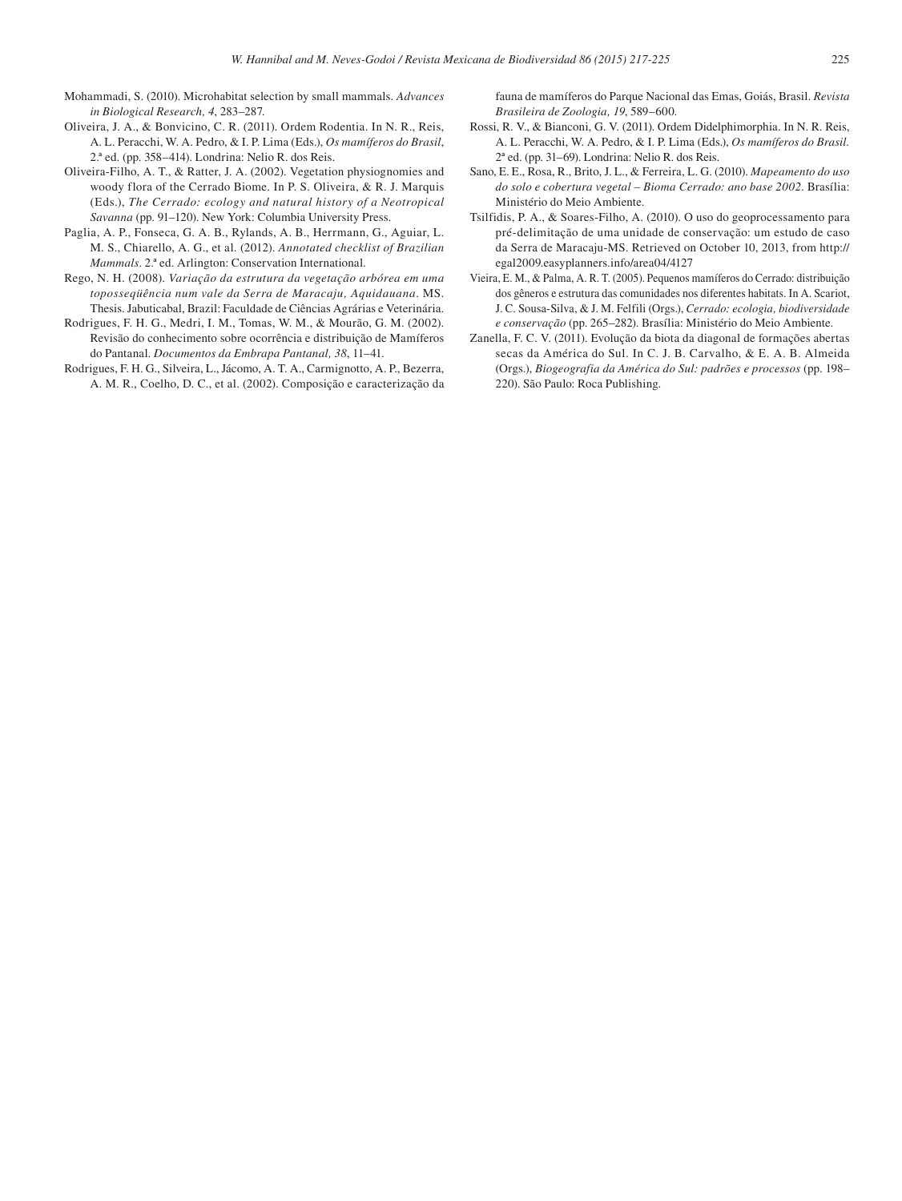Mohammadi, S. (2010). Microhabitat selection by small mammals. *Advances in Biological Research, 4*, 283–287.

Oliveira, J. A., & Bonvicino, C. R. (2011). Ordem Rodentia. In N. R., Reis, A. L. Peracchi, W. A. Pedro, & I. P. Lima (Eds.), *Os mamíferos do Brasil*, 2.ª ed. (pp. 358–414). Londrina: Nelio R. dos Reis.

Oliveira-Filho, A. T., & Ratter, J. A. (2002). Vegetation physiognomies and woody flora of the Cerrado Biome. In P. S. Oliveira, & R. J. Marquis (Eds.), *The Cerrado: ecology and natural history of a Neotropical Savanna* (pp. 91–120). New York: Columbia University Press.

Paglia, A. P., Fonseca, G. A. B., Rylands, A. B., Herrmann, G., Aguiar, L. M. S., Chiarello, A. G., et al. (2012). *Annotated checklist of Brazilian Mammals*. 2.ª ed. Arlington: Conservation International.

Rego, N. H. (2008). *Variação da estrutura da vegetação arbórea em uma toposseqüência num vale da Serra de Maracaju, Aquidauana*. MS. Thesis. Jabuticabal, Brazil: Faculdade de Ciências Agrárias e Veterinária.

Rodrigues, F. H. G., Medri, I. M., Tomas, W. M., & Mourão, G. M. (2002). Revisão do conhecimento sobre ocorrência e distribuição de Mamíferos do Pantanal. *Documentos da Embrapa Pantanal, 38*, 11–41.

Rodrigues, F. H. G., Silveira, L., Jácomo, A. T. A., Carmignotto, A. P., Bezerra, A. M. R., Coelho, D. C., et al. (2002). Composição e caracterização da fauna de mamíferos do Parque Nacional das Emas, Goiás, Brasil. *Revista Brasileira de Zoologia, 19*, 589–600.

Rossi, R. V., & Bianconi, G. V. (2011). Ordem Didelphimorphia. In N. R. Reis, A. L. Peracchi, W. A. Pedro, & I. P. Lima (Eds.), *Os mamíferos do Brasil*. 2ª ed. (pp. 31–69). Londrina: Nelio R. dos Reis.

Sano, E. E., Rosa, R., Brito, J. L., & Ferreira, L. G. (2010). *Mapeamento do uso do solo e cobertura vegetal – Bioma Cerrado: ano base 2002*. Brasília: Ministério do Meio Ambiente.

Tsilfidis, P. A., & Soares-Filho, A. (2010). O uso do geoprocessamento para pré-delimitação de uma unidade de conservação: um estudo de caso da Serra de Maracaju-MS. Retrieved on October 10, 2013, from http://egal2009.easyplanners.info/area04/4127

Vieira, E. M., & Palma, A. R. T. (2005). Pequenos mamíferos do Cerrado: distribuição dos gêneros e estrutura das comunidades nos diferentes habitats. In A. Scariot, J. C. Sousa-Silva, & J. M. Felfili (Orgs.), *Cerrado: ecologia, biodiversidade e conservação* (pp. 265–282). Brasília: Ministério do Meio Ambiente.

Zanella, F. C. V. (2011). Evolução da biota da diagonal de formações abertas secas da América do Sul. In C. J. B. Carvalho, & E. A. B. Almeida (Orgs.), *Biogeografia da América do Sul: padrões e processos* (pp. 198–220). São Paulo: Roca Publishing.